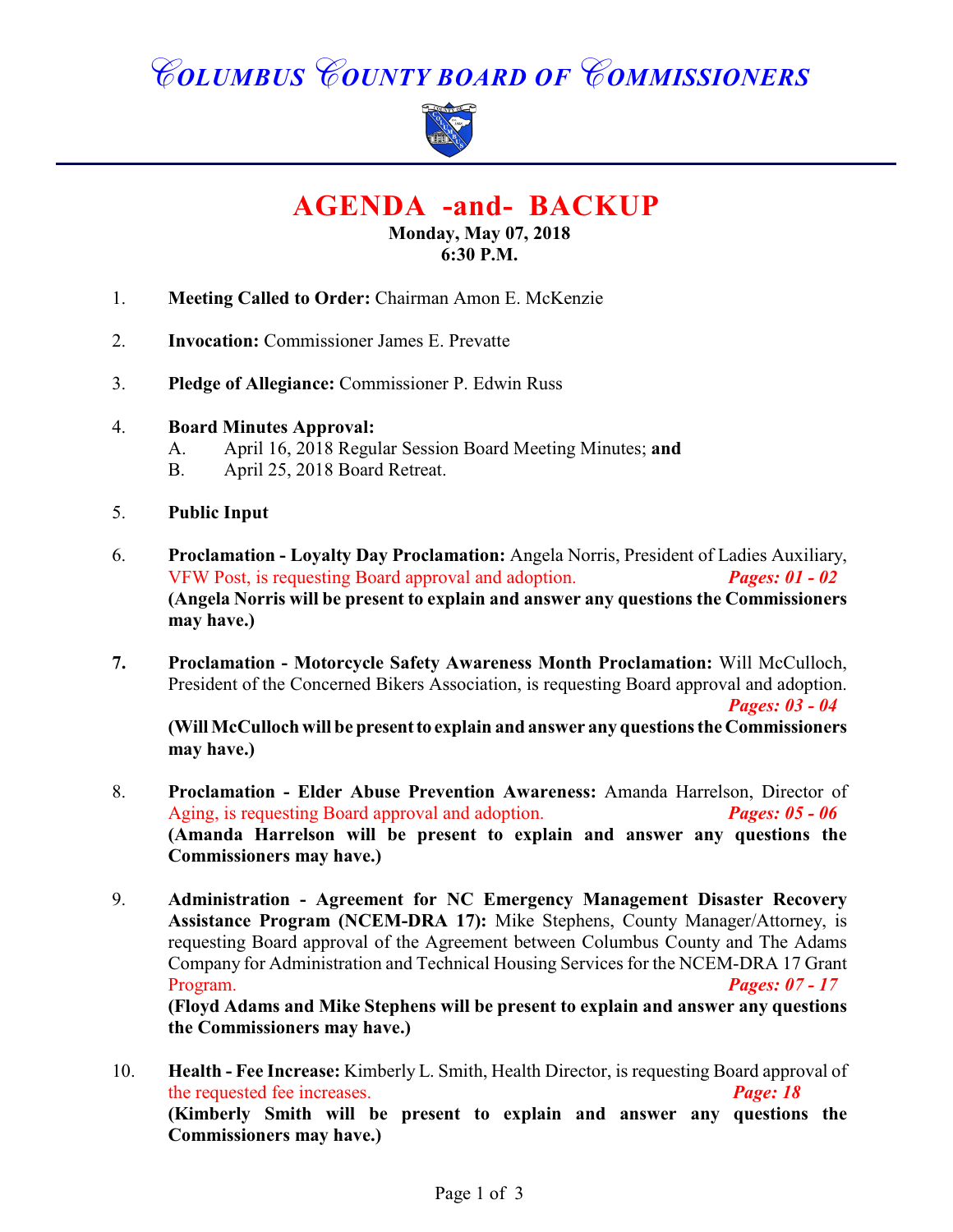# COLUMBUS COUNTY BOARD OF COMMISSIONERS

## AGENDA -and- BACKUP

**Monday, May 07, 2018**
**6:30 P.M.**

1. **Meeting Called to Order:** Chairman Amon E. McKenzie

2. **Invocation:** Commissioner James E. Prevatte

3. **Pledge of Allegiance:** Commissioner P. Edwin Russ

4. **Board Minutes Approval:**
   A. April 16, 2018 Regular Session Board Meeting Minutes; **and**
   B. April 25, 2018 Board Retreat.

5. **Public Input**

6. **Proclamation - Loyalty Day Proclamation:** Angela Norris, President of Ladies Auxiliary, VFW Post, is requesting Board approval and adoption. ***Pages: 01 - 02***
   **(Angela Norris will be present to explain and answer any questions the Commissioners may have.)**

7. **Proclamation - Motorcycle Safety Awareness Month Proclamation:** Will McCulloch, President of the Concerned Bikers Association, is requesting Board approval and adoption. ***Pages: 03 - 04***
   **(Will McCulloch will be present to explain and answer any questions the Commissioners may have.)**

8. **Proclamation - Elder Abuse Prevention Awareness:** Amanda Harrelson, Director of Aging, is requesting Board approval and adoption. ***Pages: 05 - 06***
   **(Amanda Harrelson will be present to explain and answer any questions the Commissioners may have.)**

9. **Administration - Agreement for NC Emergency Management Disaster Recovery Assistance Program (NCEM-DRA 17):** Mike Stephens, County Manager/Attorney, is requesting Board approval of the Agreement between Columbus County and The Adams Company for Administration and Technical Housing Services for the NCEM-DRA 17 Grant Program. ***Pages: 07 - 17***
   **(Floyd Adams and Mike Stephens will be present to explain and answer any questions the Commissioners may have.)**

10. **Health - Fee Increase:** Kimberly L. Smith, Health Director, is requesting Board approval of the requested fee increases. ***Page: 18***
    **(Kimberly Smith will be present to explain and answer any questions the Commissioners may have.)**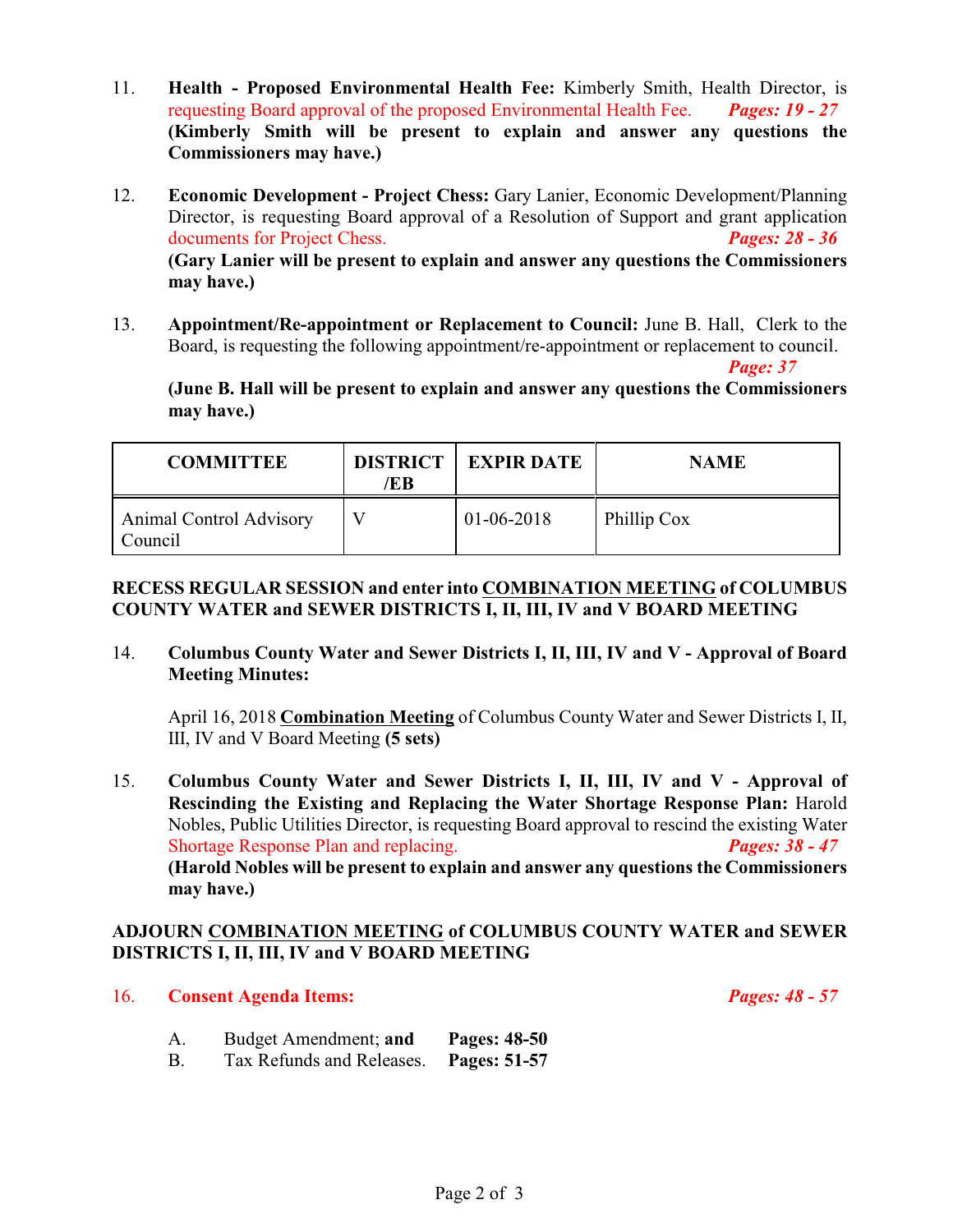11. **Health - Proposed Environmental Health Fee:** Kimberly Smith, Health Director, is requesting Board approval of the proposed Environmental Health Fee. ***Pages: 19 - 27***
**(Kimberly Smith will be present to explain and answer any questions the Commissioners may have.)**

12. **Economic Development - Project Chess:** Gary Lanier, Economic Development/Planning Director, is requesting Board approval of a Resolution of Support and grant application documents for Project Chess. ***Pages: 28 - 36***
**(Gary Lanier will be present to explain and answer any questions the Commissioners may have.)**

13. **Appointment/Re-appointment or Replacement to Council:** June B. Hall, Clerk to the Board, is requesting the following appointment/re-appointment or replacement to council. ***Page: 37***
**(June B. Hall will be present to explain and answer any questions the Commissioners may have.)**

| COMMITTEE | DISTRICT /EB | EXPIR DATE | NAME |
|---|---|---|---|
| Animal Control Advisory Council | V | 01-06-2018 | Phillip Cox |

**RECESS REGULAR SESSION and enter into <u>COMBINATION MEETING</u> of COLUMBUS COUNTY WATER and SEWER DISTRICTS I, II, III, IV and V BOARD MEETING**

14. **Columbus County Water and Sewer Districts I, II, III, IV and V - Approval of Board Meeting Minutes:**

    April 16, 2018 **<u>Combination Meeting</u>** of Columbus County Water and Sewer Districts I, II, III, IV and V Board Meeting **(5 sets)**

15. **Columbus County Water and Sewer Districts I, II, III, IV and V - Approval of Rescinding the Existing and Replacing the Water Shortage Response Plan:** Harold Nobles, Public Utilities Director, is requesting Board approval to rescind the existing Water Shortage Response Plan and replacing. ***Pages: 38 - 47***
**(Harold Nobles will be present to explain and answer any questions the Commissioners may have.)**

**ADJOURN <u>COMBINATION MEETING</u> of COLUMBUS COUNTY WATER and SEWER DISTRICTS I, II, III, IV and V BOARD MEETING**

16. **Consent Agenda Items:** ***Pages: 48 - 57***

    A. Budget Amendment; **and** **Pages: 48-50**
    B. Tax Refunds and Releases. **Pages: 51-57**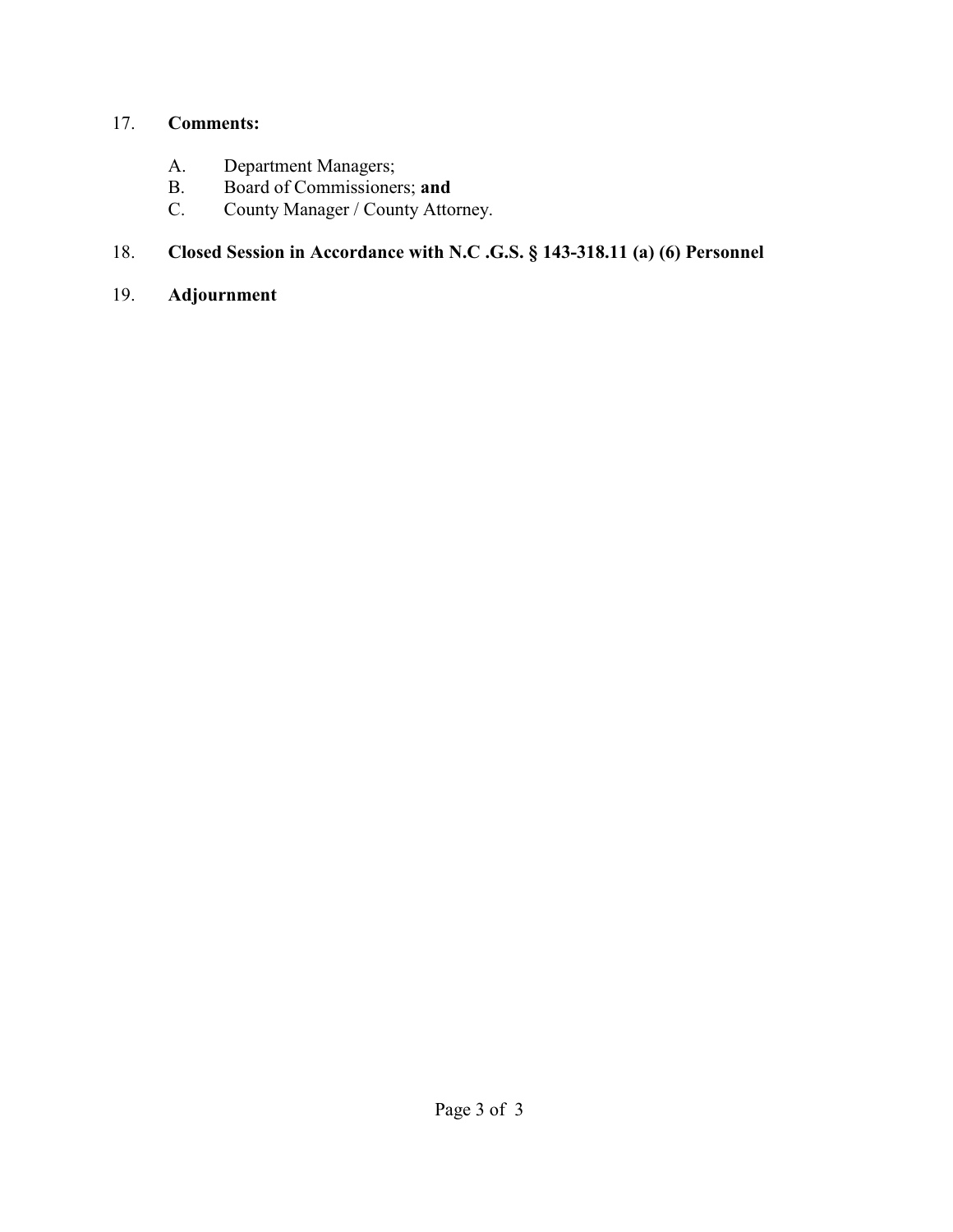17. **Comments:**

    A. Department Managers;
    B. Board of Commissioners; **and**
    C. County Manager / County Attorney.

18. **Closed Session in Accordance with N.C .G.S. § 143-318.11 (a) (6) Personnel**

19. **Adjournment**